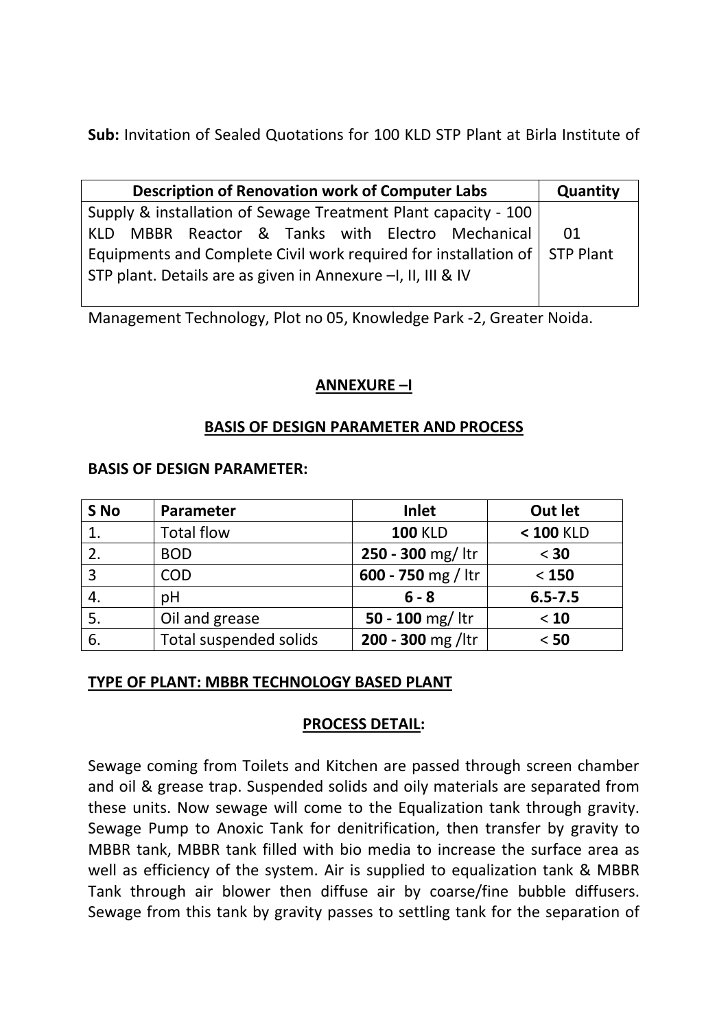**Sub:** Invitation of Sealed Quotations for 100 KLD STP Plant at Birla Institute of

| Description of Renovation work of Computer Labs | Quantity |
|---|---|
| Supply & installation of Sewage Treatment Plant capacity - 100 KLD MBBR Reactor & Tanks with Electro Mechanical Equipments and Complete Civil work required for installation of STP plant. Details are as given in Annexure –I, II, III & IV | 01 STP Plant |

Management Technology, Plot no 05, Knowledge Park -2, Greater Noida.

## ANNEXURE –I

### BASIS OF DESIGN PARAMETER AND PROCESS

**BASIS OF DESIGN PARAMETER:**

| S No | Parameter | Inlet | Out let |
|---|---|---|---|
| 1. | Total flow | **100** KLD | **< 100** KLD |
| 2. | BOD | **250 - 300** mg/ ltr | < **30** |
| 3 | COD | **600 - 750** mg / ltr | < **150** |
| 4. | pH | **6 - 8** | **6.5-7.5** |
| 5. | Oil and grease | **50 - 100** mg/ ltr | < **10** |
| 6. | Total suspended solids | **200 - 300** mg /ltr | < **50** |

**TYPE OF PLANT: MBBR TECHNOLOGY BASED PLANT**

**PROCESS DETAIL:**

Sewage coming from Toilets and Kitchen are passed through screen chamber and oil & grease trap. Suspended solids and oily materials are separated from these units. Now sewage will come to the Equalization tank through gravity. Sewage Pump to Anoxic Tank for denitrification, then transfer by gravity to MBBR tank, MBBR tank filled with bio media to increase the surface area as well as efficiency of the system. Air is supplied to equalization tank & MBBR Tank through air blower then diffuse air by coarse/fine bubble diffusers. Sewage from this tank by gravity passes to settling tank for the separation of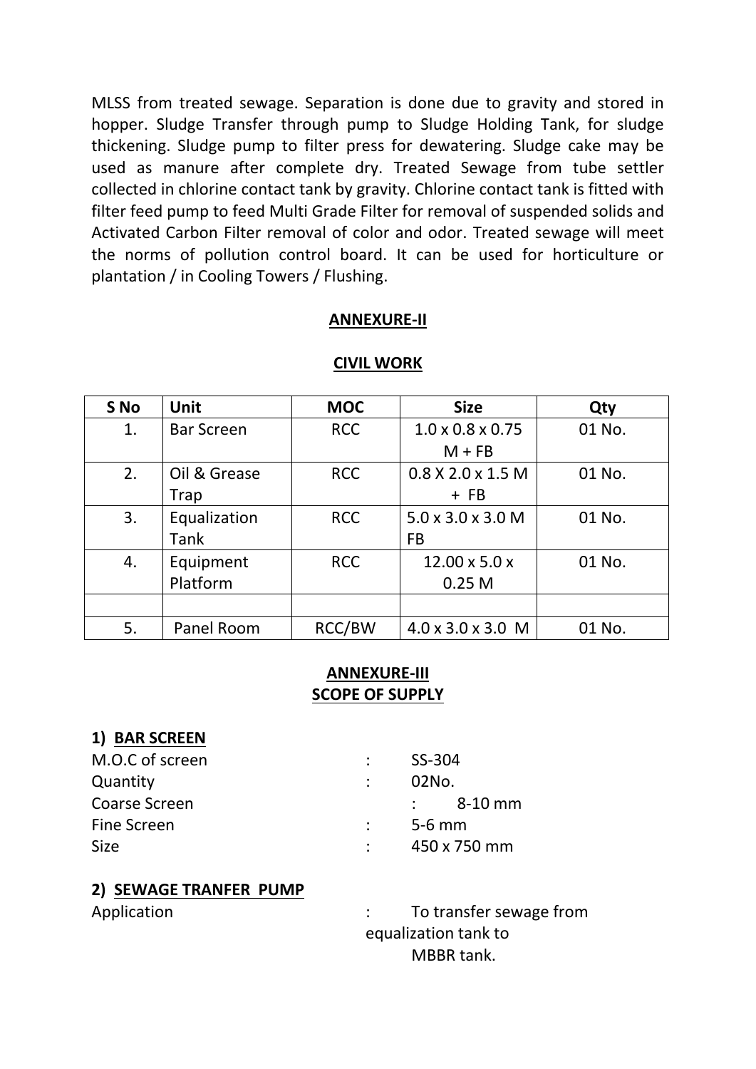MLSS from treated sewage. Separation is done due to gravity and stored in hopper. Sludge Transfer through pump to Sludge Holding Tank, for sludge thickening. Sludge pump to filter press for dewatering. Sludge cake may be used as manure after complete dry. Treated Sewage from tube settler collected in chlorine contact tank by gravity. Chlorine contact tank is fitted with filter feed pump to feed Multi Grade Filter for removal of suspended solids and Activated Carbon Filter removal of color and odor. Treated sewage will meet the norms of pollution control board. It can be used for horticulture or plantation / in Cooling Towers / Flushing.

## ANNEXURE-II

## CIVIL WORK

| S No | Unit | MOC | Size | Qty |
|---|---|---|---|---|
| 1. | Bar Screen | RCC | 1.0 x 0.8 x 0.75 M + FB | 01 No. |
| 2. | Oil & Grease Trap | RCC | 0.8 X 2.0 x 1.5 M + FB | 01 No. |
| 3. | Equalization Tank | RCC | 5.0 x 3.0 x 3.0 M FB | 01 No. |
| 4. | Equipment Platform | RCC | 12.00 x 5.0 x 0.25 M | 01 No. |
| | | | | |
| 5. | Panel Room | RCC/BW | 4.0 x 3.0 x 3.0 M | 01 No. |

## ANNEXURE-III
## SCOPE OF SUPPLY

### 1) BAR SCREEN

M.O.C of screen : SS-304

Quantity : 02No.

Coarse Screen : 8-10 mm

Fine Screen : 5-6 mm

Size : 450 x 750 mm

### 2) SEWAGE TRANFER PUMP

Application : To transfer sewage from equalization tank to MBBR tank.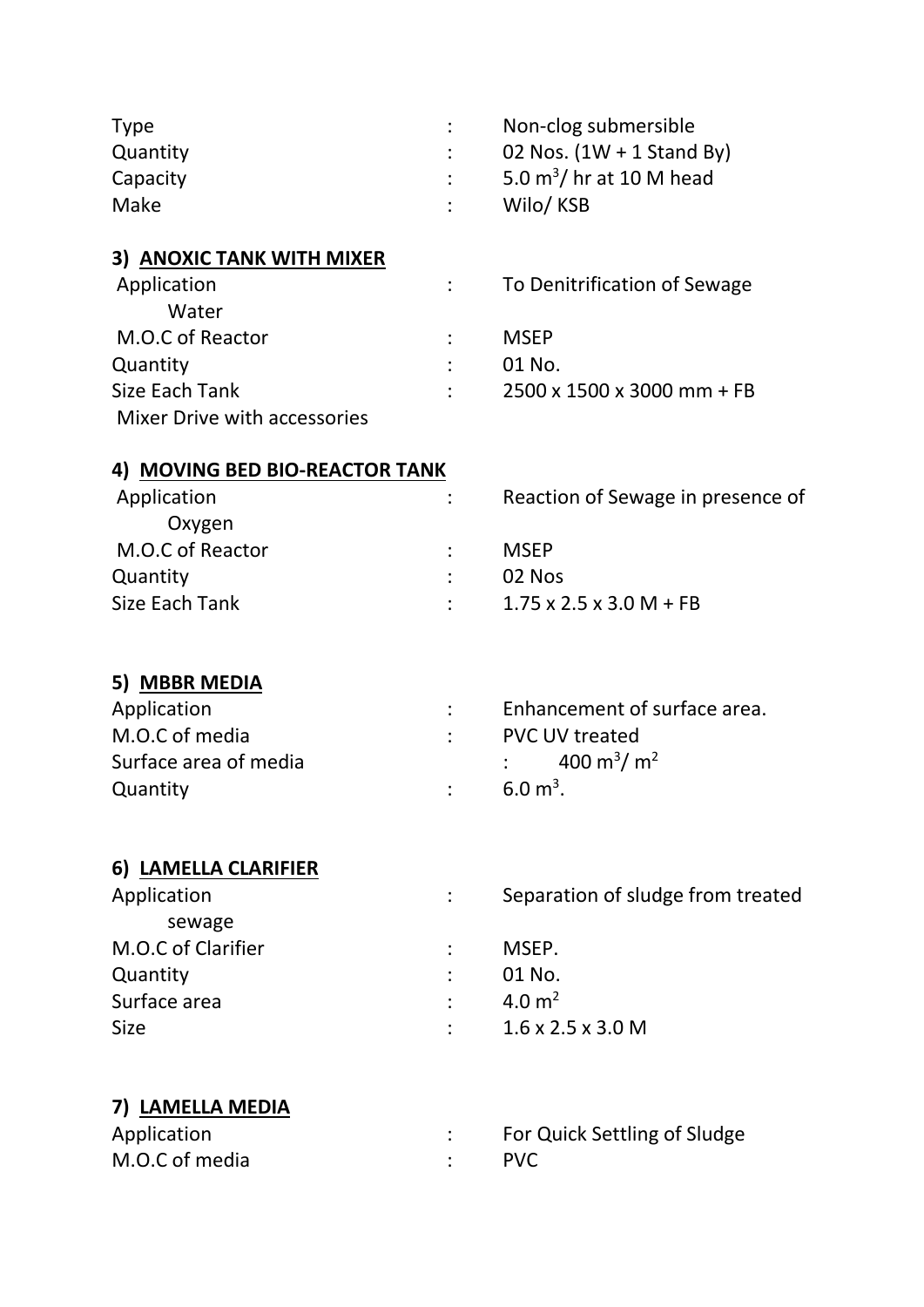| | | |
|---|---|---|
| Type | : | Non-clog submersible |
| Quantity | : | 02 Nos. (1W + 1 Stand By) |
| Capacity | : | 5.0 $m^3$/ hr at 10 M head |
| Make | : | Wilo/ KSB |

### 3) ANOXIC TANK WITH MIXER

| | | |
|---|---|---|
| Application | : | To Denitrification of Sewage Water |
| M.O.C of Reactor | : | MSEP |
| Quantity | : | 01 No. |
| Size Each Tank | : | 2500 x 1500 x 3000 mm + FB |
| Mixer Drive with accessories | | |

### 4) MOVING BED BIO-REACTOR TANK

| | | |
|---|---|---|
| Application | : | Reaction of Sewage in presence of Oxygen |
| M.O.C of Reactor | : | MSEP |
| Quantity | : | 02 Nos |
| Size Each Tank | : | 1.75 x 2.5 x 3.0 M + FB |

### 5) MBBR MEDIA

| | | |
|---|---|---|
| Application | : | Enhancement of surface area. |
| M.O.C of media | : | PVC UV treated |
| Surface area of media | : | 400 $m^3$/ $m^2$ |
| Quantity | : | 6.0 $m^3$. |

### 6) LAMELLA CLARIFIER

| | | |
|---|---|---|
| Application | : | Separation of sludge from treated sewage |
| M.O.C of Clarifier | : | MSEP. |
| Quantity | : | 01 No. |
| Surface area | : | 4.0 $m^2$ |
| Size | : | 1.6 x 2.5 x 3.0 M |

### 7) LAMELLA MEDIA

| | | |
|---|---|---|
| Application | : | For Quick Settling of Sludge |
| M.O.C of media | : | PVC |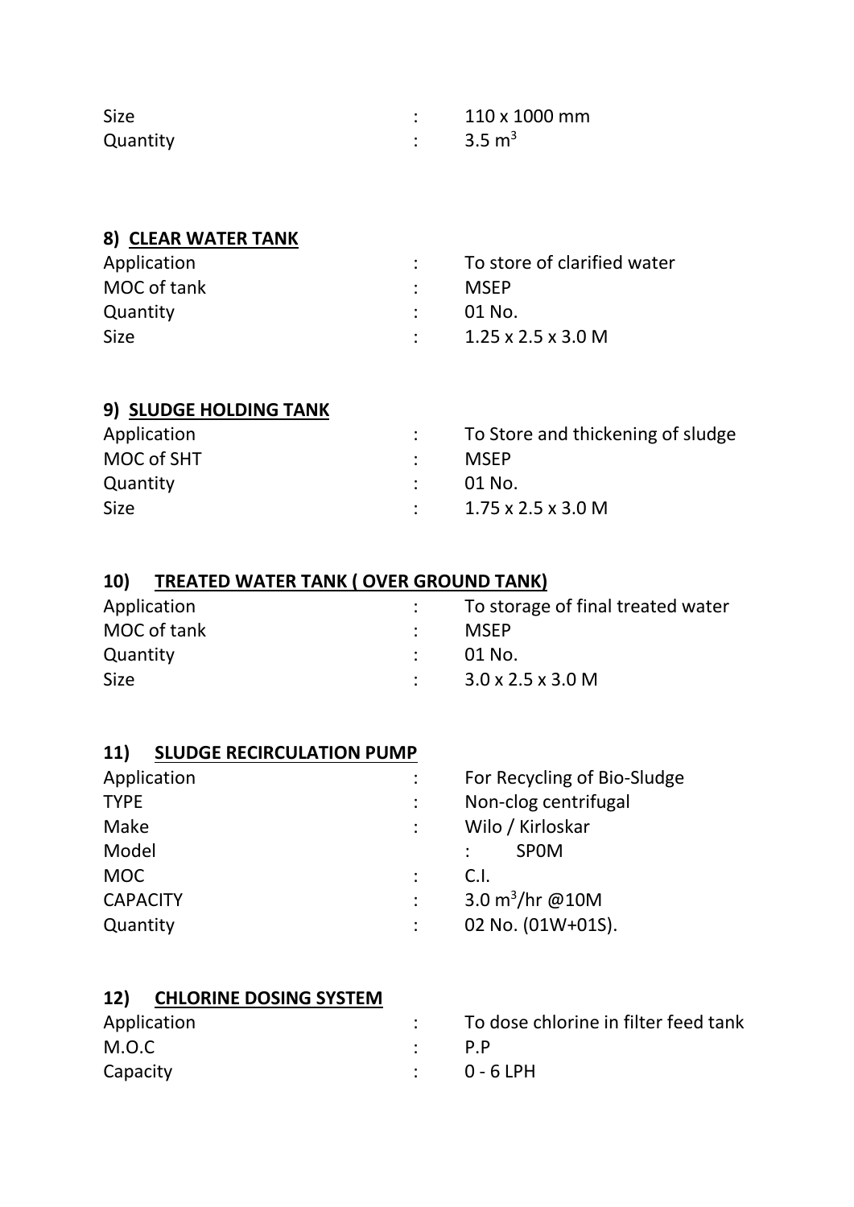| | | |
|---|---|---|
| Size | : | 110 x 1000 mm |
| Quantity | : | 3.5 $m^3$ |

## 8) CLEAR WATER TANK

| | | |
|---|---|---|
| Application | : | To store of clarified water |
| MOC of tank | : | MSEP |
| Quantity | : | 01 No. |
| Size | : | 1.25 x 2.5 x 3.0 M |

## 9) SLUDGE HOLDING TANK

| | | |
|---|---|---|
| Application | : | To Store and thickening of sludge |
| MOC of SHT | : | MSEP |
| Quantity | : | 01 No. |
| Size | : | 1.75 x 2.5 x 3.0 M |

## 10) TREATED WATER TANK ( OVER GROUND TANK)

| | | |
|---|---|---|
| Application | : | To storage of final treated water |
| MOC of tank | : | MSEP |
| Quantity | : | 01 No. |
| Size | : | 3.0 x 2.5 x 3.0 M |

## 11) SLUDGE RECIRCULATION PUMP

| | | |
|---|---|---|
| Application | : | For Recycling of Bio-Sludge |
| TYPE | : | Non-clog centrifugal |
| Make | : | Wilo / Kirloskar |
| Model | : | SP0M |
| MOC | : | C.I. |
| CAPACITY | : | 3.0 $m^3$/hr @10M |
| Quantity | : | 02 No. (01W+01S). |

## 12) CHLORINE DOSING SYSTEM

| | | |
|---|---|---|
| Application | : | To dose chlorine in filter feed tank |
| M.O.C | : | P.P |
| Capacity | : | 0 - 6 LPH |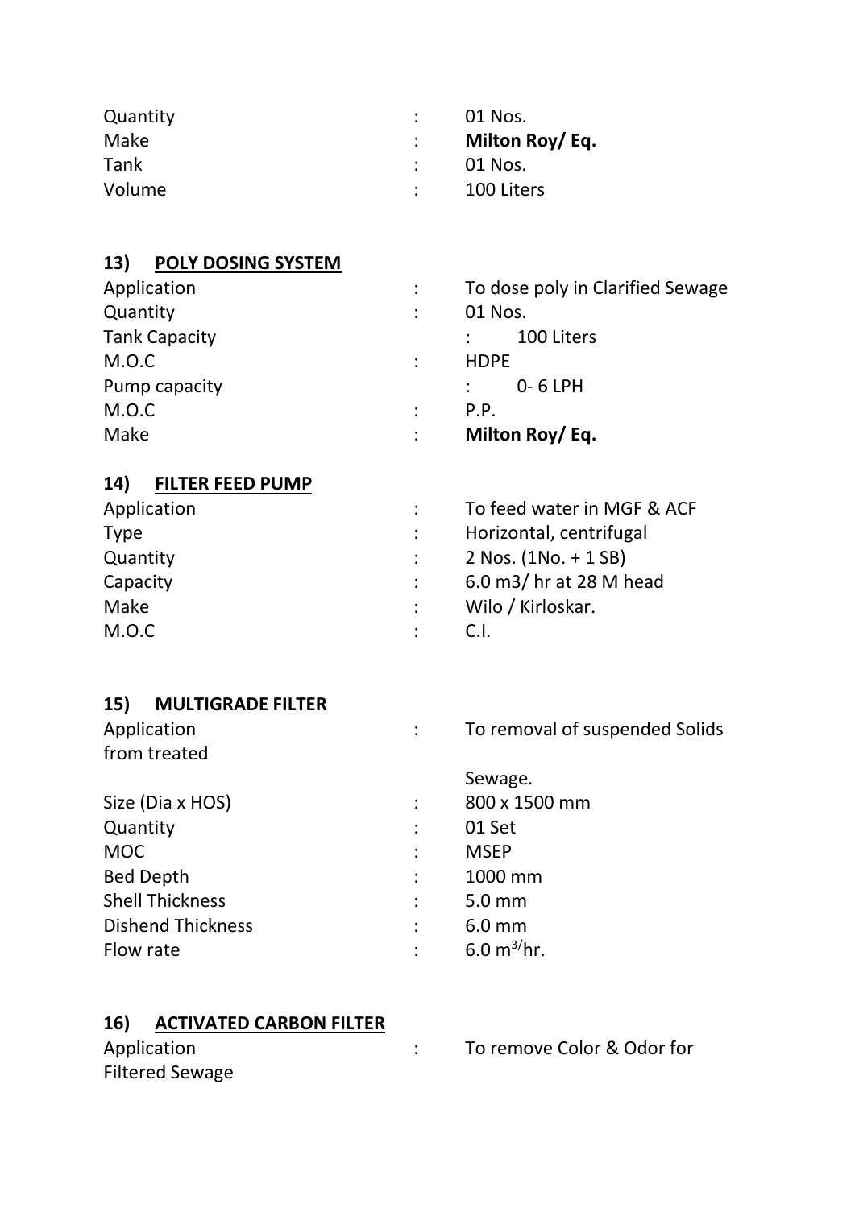| | | |
|---|---|---|
| Quantity | : | 01 Nos. |
| Make | : | **Milton Roy/ Eq.** |
| Tank | : | 01 Nos. |
| Volume | : | 100 Liters |

**13) POLY DOSING SYSTEM**

| | | |
|---|---|---|
| Application | : | To dose poly in Clarified Sewage |
| Quantity | : | 01 Nos. |
| Tank Capacity | : | 100 Liters |
| M.O.C | : | HDPE |
| Pump capacity | : | 0- 6 LPH |
| M.O.C | : | P.P. |
| Make | : | **Milton Roy/ Eq.** |

**14) FILTER FEED PUMP**

| | | |
|---|---|---|
| Application | : | To feed water in MGF & ACF |
| Type | : | Horizontal, centrifugal |
| Quantity | : | 2 Nos. (1No. + 1 SB) |
| Capacity | : | 6.0 m3/ hr at 28 M head |
| Make | : | Wilo / Kirloskar. |
| M.O.C | : | C.I. |

**15) MULTIGRADE FILTER**

| | | |
|---|---|---|
| Application | : | To removal of suspended Solids from treated Sewage. |
| Size (Dia x HOS) | : | 800 x 1500 mm |
| Quantity | : | 01 Set |
| MOC | : | MSEP |
| Bed Depth | : | 1000 mm |
| Shell Thickness | : | 5.0 mm |
| Dishend Thickness | : | 6.0 mm |
| Flow rate | : | 6.0 $m^{3/}$hr. |

**16) ACTIVATED CARBON FILTER**

| | | |
|---|---|---|
| Application | : | To remove Color & Odor for Filtered Sewage |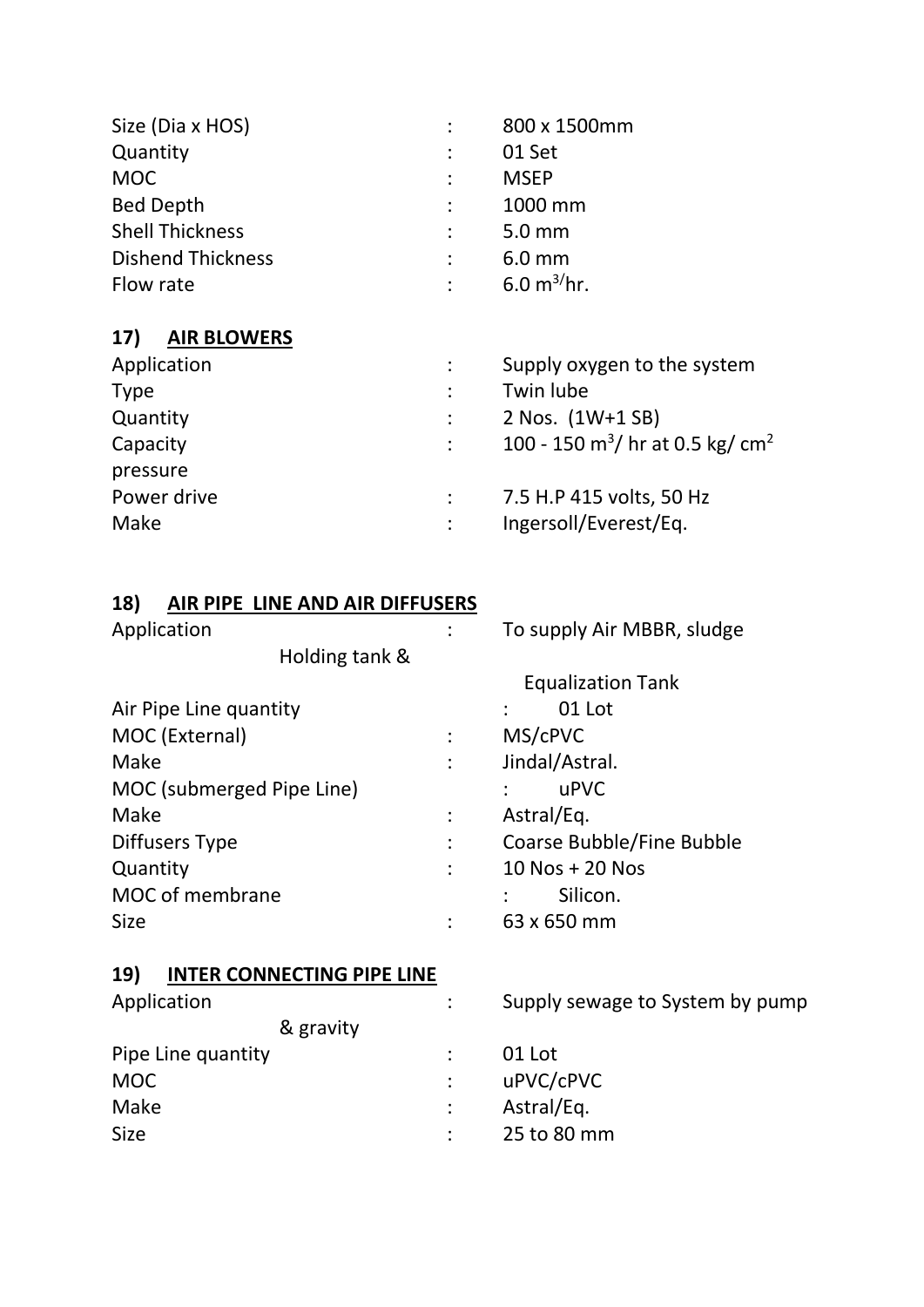| | | |
|---|---|---|
| Size (Dia x HOS) | : | 800 x 1500mm |
| Quantity | : | 01 Set |
| MOC | : | MSEP |
| Bed Depth | : | 1000 mm |
| Shell Thickness | : | 5.0 mm |
| Dishend Thickness | : | 6.0 mm |
| Flow rate | : | 6.0 $m^{3}$/hr. |

### 17) <u>AIR BLOWERS</u>

| | | |
|---|---|---|
| Application | : | Supply oxygen to the system |
| Type | : | Twin lube |
| Quantity | : | 2 Nos. (1W+1 SB) |
| Capacity pressure | : | 100 - 150 $m^3$/ hr at 0.5 kg/ $cm^2$ |
| Power drive | : | 7.5 H.P 415 volts, 50 Hz |
| Make | : | Ingersoll/Everest/Eq. |

### 18) <u>AIR PIPE LINE AND AIR DIFFUSERS</u>

| | | |
|---|---|---|
| Application | : | To supply Air MBBR, sludge Holding tank & Equalization Tank |
| Air Pipe Line quantity | : | 01 Lot |
| MOC (External) | : | MS/cPVC |
| Make | : | Jindal/Astral. |
| MOC (submerged Pipe Line) | : | uPVC |
| Make | : | Astral/Eq. |
| Diffusers Type | : | Coarse Bubble/Fine Bubble |
| Quantity | : | 10 Nos + 20 Nos |
| MOC of membrane | : | Silicon. |
| Size | : | 63 x 650 mm |

### 19) <u>INTER CONNECTING PIPE LINE</u>

| | | |
|---|---|---|
| Application | : | Supply sewage to System by pump & gravity |
| Pipe Line quantity | : | 01 Lot |
| MOC | : | uPVC/cPVC |
| Make | : | Astral/Eq. |
| Size | : | 25 to 80 mm |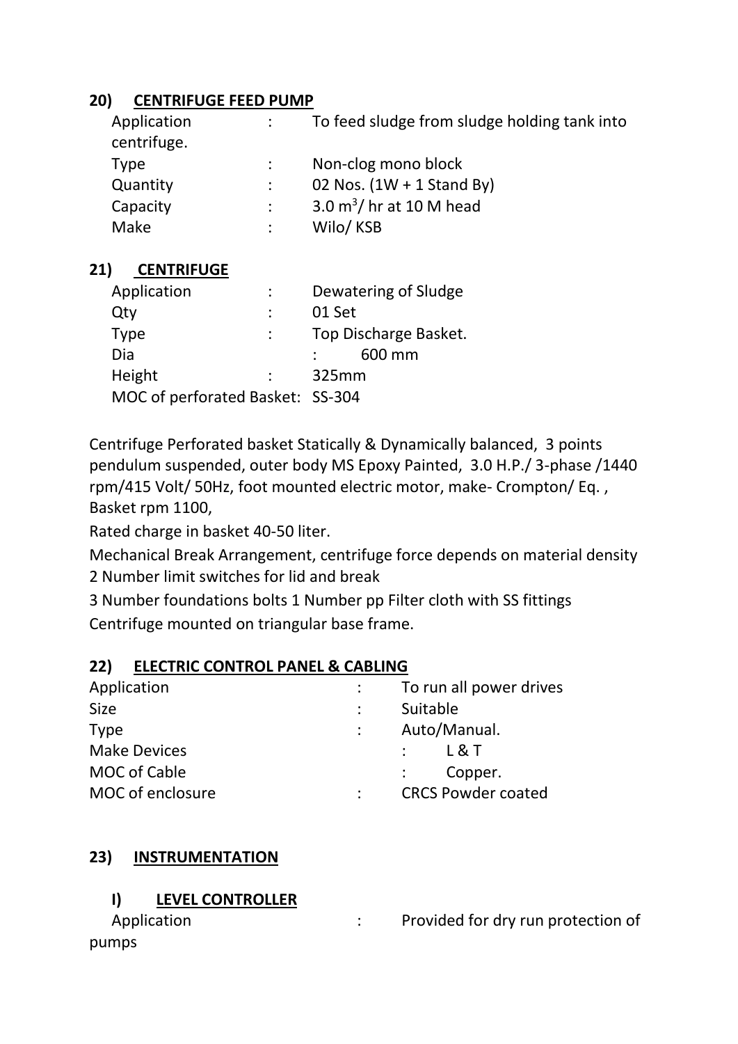## 20) CENTRIFUGE FEED PUMP

Application : To feed sludge from sludge holding tank into centrifuge.
Type : Non-clog mono block
Quantity : 02 Nos. (1W + 1 Stand By)
Capacity : 3.0 $m^3$/ hr at 10 M head
Make : Wilo/ KSB

## 21) CENTRIFUGE

Application : Dewatering of Sludge
Qty : 01 Set
Type : Top Discharge Basket.
Dia : 600 mm
Height : 325mm
MOC of perforated Basket: SS-304

Centrifuge Perforated basket Statically & Dynamically balanced, 3 points pendulum suspended, outer body MS Epoxy Painted, 3.0 H.P./ 3-phase /1440 rpm/415 Volt/ 50Hz, foot mounted electric motor, make- Crompton/ Eq. , Basket rpm 1100,

Rated charge in basket 40-50 liter.

Mechanical Break Arrangement, centrifuge force depends on material density

2 Number limit switches for lid and break

3 Number foundations bolts 1 Number pp Filter cloth with SS fittings

Centrifuge mounted on triangular base frame.

## 22) ELECTRIC CONTROL PANEL & CABLING

Application : To run all power drives
Size : Suitable
Type : Auto/Manual.
Make Devices : L & T
MOC of Cable : Copper.
MOC of enclosure : CRCS Powder coated

## 23) INSTRUMENTATION

### I) LEVEL CONTROLLER

Application : Provided for dry run protection of pumps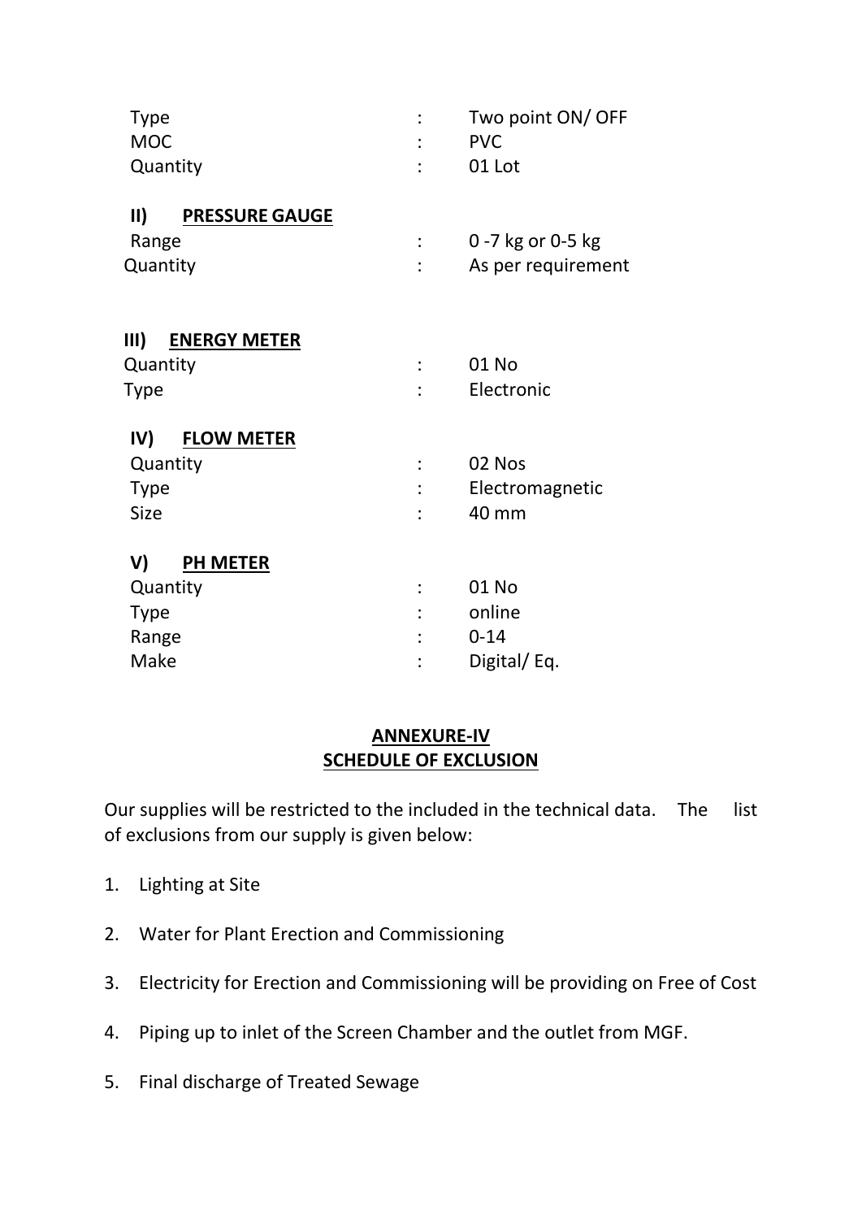| | | |
|---|---|---|
| Type | : | Two point ON/ OFF |
| MOC | : | PVC |
| Quantity | : | 01 Lot |

**II) PRESSURE GAUGE**

| | | |
|---|---|---|
| Range | : | 0 -7 kg or 0-5 kg |
| Quantity | : | As per requirement |

**III) ENERGY METER**

| | | |
|---|---|---|
| Quantity | : | 01 No |
| Type | : | Electronic |

**IV) FLOW METER**

| | | |
|---|---|---|
| Quantity | : | 02 Nos |
| Type | : | Electromagnetic |
| Size | : | 40 mm |

**V) PH METER**

| | | |
|---|---|---|
| Quantity | : | 01 No |
| Type | : | online |
| Range | : | 0-14 |
| Make | : | Digital/ Eq. |

## ANNEXURE-IV
## SCHEDULE OF EXCLUSION

Our supplies will be restricted to the included in the technical data. The list of exclusions from our supply is given below:

1. Lighting at Site
2. Water for Plant Erection and Commissioning
3. Electricity for Erection and Commissioning will be providing on Free of Cost
4. Piping up to inlet of the Screen Chamber and the outlet from MGF.
5. Final discharge of Treated Sewage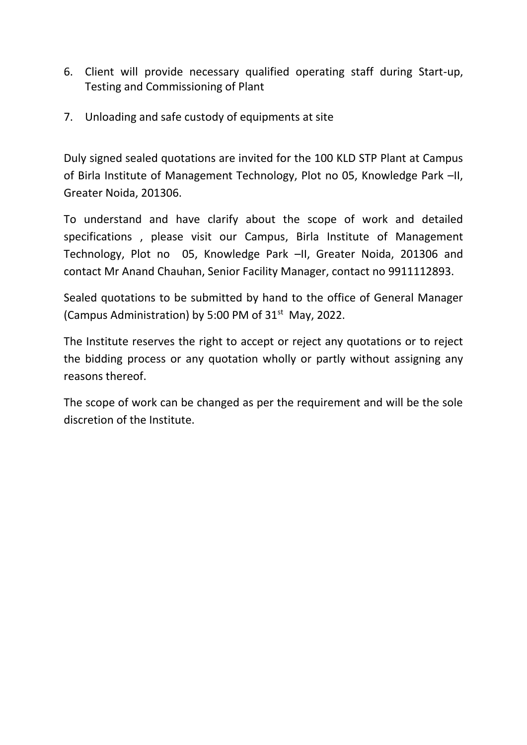6. Client will provide necessary qualified operating staff during Start-up, Testing and Commissioning of Plant

7. Unloading and safe custody of equipments at site

Duly signed sealed quotations are invited for the 100 KLD STP Plant at Campus of Birla Institute of Management Technology, Plot no 05, Knowledge Park –II, Greater Noida, 201306.

To understand and have clarify about the scope of work and detailed specifications , please visit our Campus, Birla Institute of Management Technology, Plot no 05, Knowledge Park –II, Greater Noida, 201306 and contact Mr Anand Chauhan, Senior Facility Manager, contact no 9911112893.

Sealed quotations to be submitted by hand to the office of General Manager (Campus Administration) by 5:00 PM of 31st May, 2022.

The Institute reserves the right to accept or reject any quotations or to reject the bidding process or any quotation wholly or partly without assigning any reasons thereof.

The scope of work can be changed as per the requirement and will be the sole discretion of the Institute.